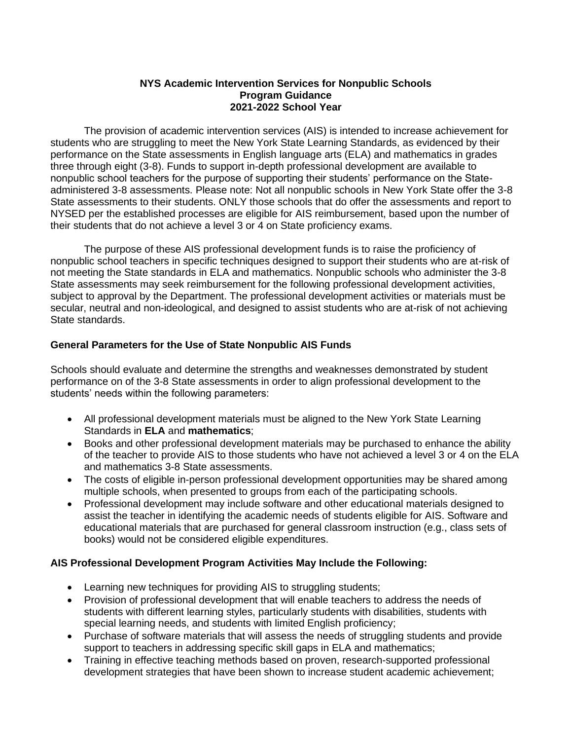**NYS Academic Intervention Services for Nonpublic Schools**
**Program Guidance**
**2021-2022 School Year**

The provision of academic intervention services (AIS) is intended to increase achievement for students who are struggling to meet the New York State Learning Standards, as evidenced by their performance on the State assessments in English language arts (ELA) and mathematics in grades three through eight (3-8). Funds to support in-depth professional development are available to nonpublic school teachers for the purpose of supporting their students' performance on the State-administered 3-8 assessments. Please note: Not all nonpublic schools in New York State offer the 3-8 State assessments to their students. ONLY those schools that do offer the assessments and report to NYSED per the established processes are eligible for AIS reimbursement, based upon the number of their students that do not achieve a level 3 or 4 on State proficiency exams.

The purpose of these AIS professional development funds is to raise the proficiency of nonpublic school teachers in specific techniques designed to support their students who are at-risk of not meeting the State standards in ELA and mathematics. Nonpublic schools who administer the 3-8 State assessments may seek reimbursement for the following professional development activities, subject to approval by the Department. The professional development activities or materials must be secular, neutral and non-ideological, and designed to assist students who are at-risk of not achieving State standards.

### General Parameters for the Use of State Nonpublic AIS Funds

Schools should evaluate and determine the strengths and weaknesses demonstrated by student performance on of the 3-8 State assessments in order to align professional development to the students' needs within the following parameters:

- All professional development materials must be aligned to the New York State Learning Standards in **ELA** and **mathematics**;
- Books and other professional development materials may be purchased to enhance the ability of the teacher to provide AIS to those students who have not achieved a level 3 or 4 on the ELA and mathematics 3-8 State assessments.
- The costs of eligible in-person professional development opportunities may be shared among multiple schools, when presented to groups from each of the participating schools.
- Professional development may include software and other educational materials designed to assist the teacher in identifying the academic needs of students eligible for AIS. Software and educational materials that are purchased for general classroom instruction (e.g., class sets of books) would not be considered eligible expenditures.

### AIS Professional Development Program Activities May Include the Following:

- Learning new techniques for providing AIS to struggling students;
- Provision of professional development that will enable teachers to address the needs of students with different learning styles, particularly students with disabilities, students with special learning needs, and students with limited English proficiency;
- Purchase of software materials that will assess the needs of struggling students and provide support to teachers in addressing specific skill gaps in ELA and mathematics;
- Training in effective teaching methods based on proven, research-supported professional development strategies that have been shown to increase student academic achievement;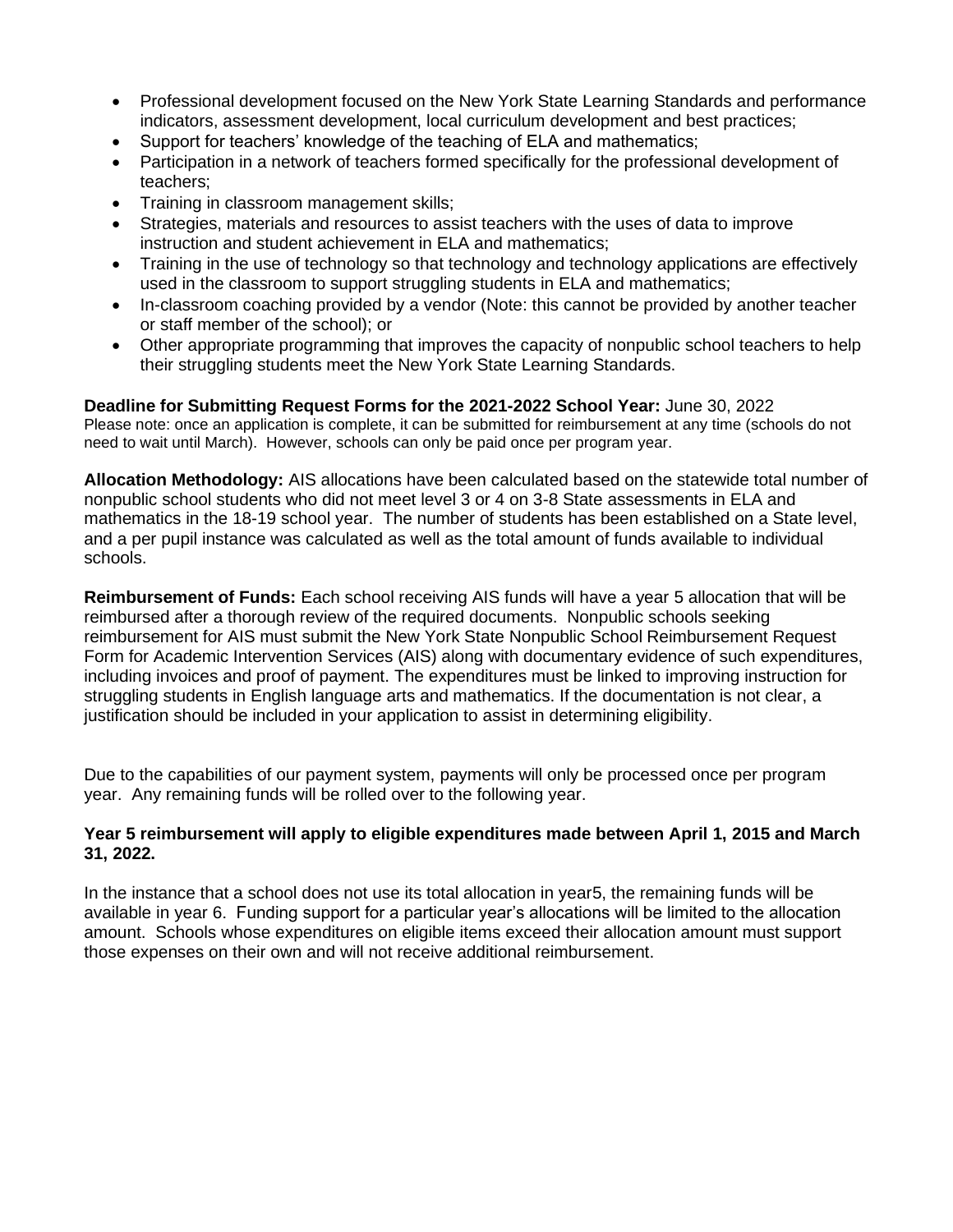- Professional development focused on the New York State Learning Standards and performance indicators, assessment development, local curriculum development and best practices;
- Support for teachers' knowledge of the teaching of ELA and mathematics;
- Participation in a network of teachers formed specifically for the professional development of teachers;
- Training in classroom management skills;
- Strategies, materials and resources to assist teachers with the uses of data to improve instruction and student achievement in ELA and mathematics;
- Training in the use of technology so that technology and technology applications are effectively used in the classroom to support struggling students in ELA and mathematics;
- In-classroom coaching provided by a vendor (Note: this cannot be provided by another teacher or staff member of the school); or
- Other appropriate programming that improves the capacity of nonpublic school teachers to help their struggling students meet the New York State Learning Standards.

**Deadline for Submitting Request Forms for the 2021-2022 School Year:** June 30, 2022
Please note: once an application is complete, it can be submitted for reimbursement at any time (schools do not need to wait until March). However, schools can only be paid once per program year.

**Allocation Methodology:** AIS allocations have been calculated based on the statewide total number of nonpublic school students who did not meet level 3 or 4 on 3-8 State assessments in ELA and mathematics in the 18-19 school year. The number of students has been established on a State level, and a per pupil instance was calculated as well as the total amount of funds available to individual schools.

**Reimbursement of Funds:** Each school receiving AIS funds will have a year 5 allocation that will be reimbursed after a thorough review of the required documents. Nonpublic schools seeking reimbursement for AIS must submit the New York State Nonpublic School Reimbursement Request Form for Academic Intervention Services (AIS) along with documentary evidence of such expenditures, including invoices and proof of payment. The expenditures must be linked to improving instruction for struggling students in English language arts and mathematics. If the documentation is not clear, a justification should be included in your application to assist in determining eligibility.

Due to the capabilities of our payment system, payments will only be processed once per program year. Any remaining funds will be rolled over to the following year.

**Year 5 reimbursement will apply to eligible expenditures made between April 1, 2015 and March 31, 2022.**

In the instance that a school does not use its total allocation in year5, the remaining funds will be available in year 6. Funding support for a particular year's allocations will be limited to the allocation amount. Schools whose expenditures on eligible items exceed their allocation amount must support those expenses on their own and will not receive additional reimbursement.